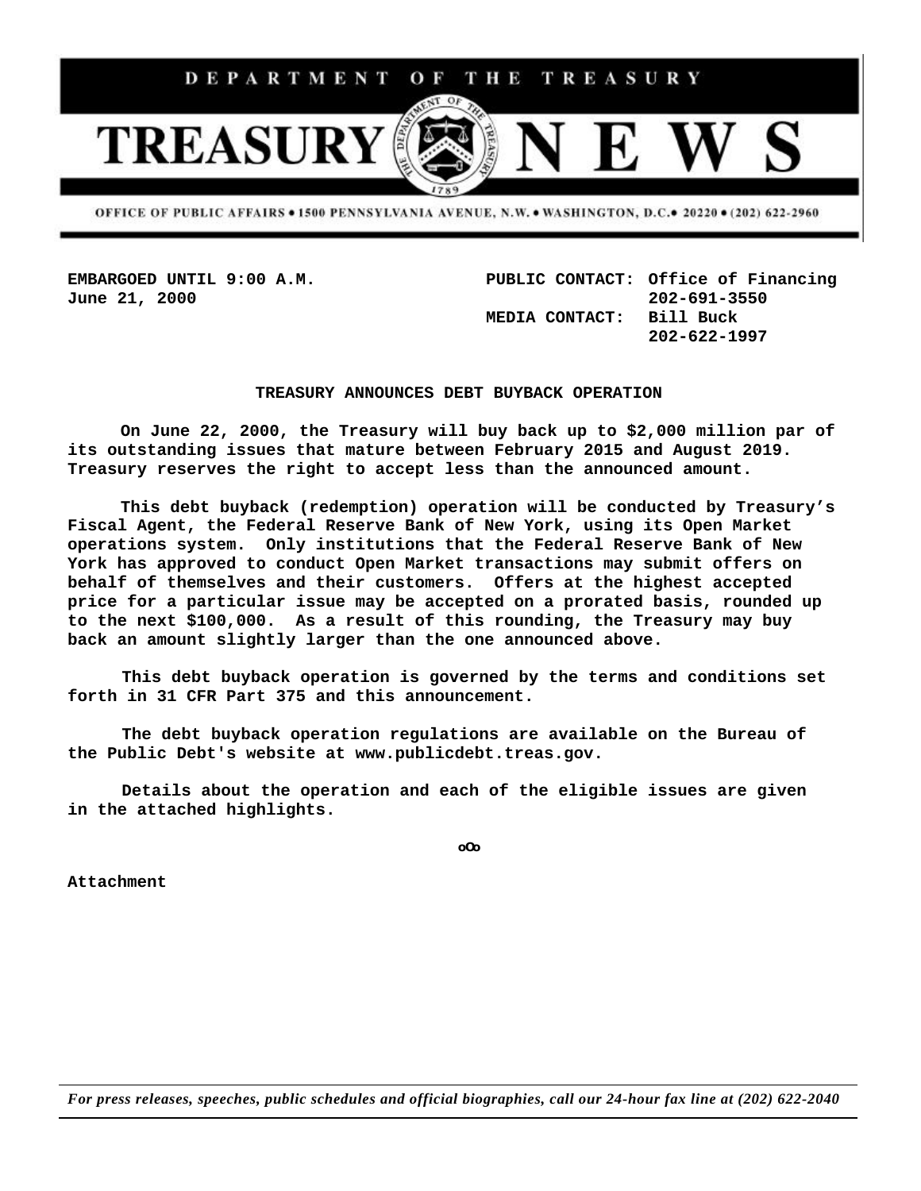DEPARTMENT OF THE TREASURY

# TREASURY NEWS

OFFICE OF PUBLIC AFFAIRS • 1500 PENNSYLVANIA AVENUE, N.W. • WASHINGTON, D.C.• 20220 • (202) 622-2960

**EMBARGOED UNTIL 9:00 A.M.**
**June 21, 2000**

**PUBLIC CONTACT:** Office of Financing
202-691-3550
**MEDIA CONTACT:** Bill Buck
202-622-1997

## TREASURY ANNOUNCES DEBT BUYBACK OPERATION

On June 22, 2000, the Treasury will buy back up to $2,000 million par of its outstanding issues that mature between February 2015 and August 2019. Treasury reserves the right to accept less than the announced amount.

This debt buyback (redemption) operation will be conducted by Treasury's Fiscal Agent, the Federal Reserve Bank of New York, using its Open Market operations system. Only institutions that the Federal Reserve Bank of New York has approved to conduct Open Market transactions may submit offers on behalf of themselves and their customers. Offers at the highest accepted price for a particular issue may be accepted on a prorated basis, rounded up to the next $100,000. As a result of this rounding, the Treasury may buy back an amount slightly larger than the one announced above.

This debt buyback operation is governed by the terms and conditions set forth in 31 CFR Part 375 and this announcement.

The debt buyback operation regulations are available on the Bureau of the Public Debt's website at www.publicdebt.treas.gov.

Details about the operation and each of the eligible issues are given in the attached highlights.

oOo

Attachment

*For press releases, speeches, public schedules and official biographies, call our 24-hour fax line at (202) 622-2040*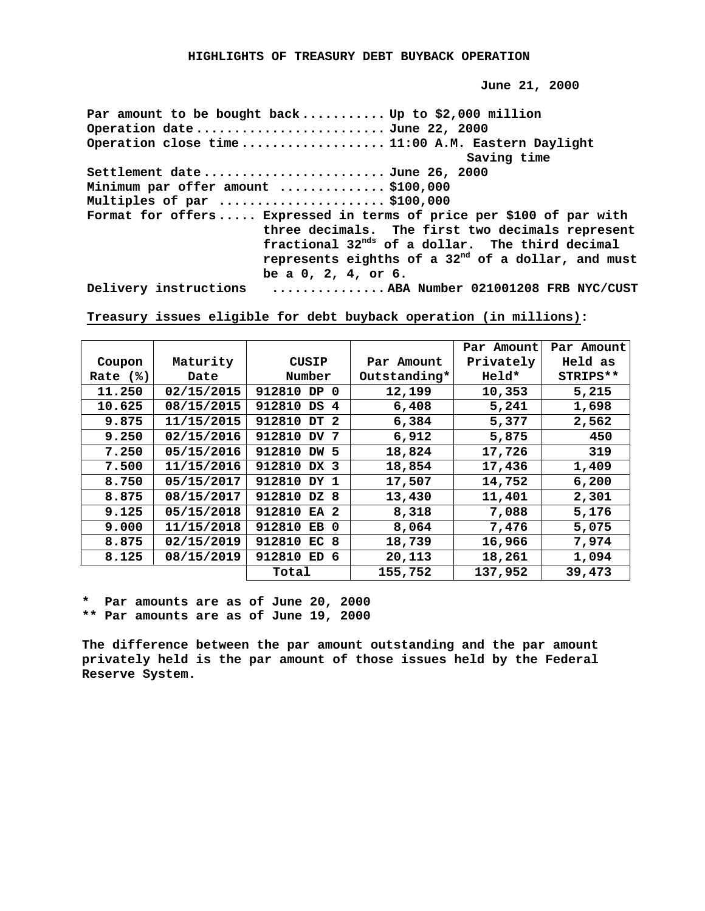**HIGHLIGHTS OF TREASURY DEBT BUYBACK OPERATION**

**June 21, 2000**

**Par amount to be bought back** .......... Up to $2,000 million
**Operation date** ........................ June 22, 2000
**Operation close time** .................. 11:00 A.M. Eastern Daylight Saving time
**Settlement date** ....................... June 26, 2000
**Minimum par offer amount** ............. $100,000
**Multiples of par** ..................... $100,000
**Format for offers** ..... Expressed in terms of price per $100 of par with three decimals. The first two decimals represent fractional 32nds of a dollar. The third decimal represents eighths of a 32nd of a dollar, and must be a 0, 2, 4, or 6.
**Delivery instructions** ............... ABA Number 021001208 FRB NYC/CUST

**Treasury issues eligible for debt buyback operation (in millions):**

| Coupon Rate (%) | Maturity Date | CUSIP Number | Par Amount Outstanding* | Par Amount Privately Held* | Par Amount Held as STRIPS** |
|---|---|---|---|---|---|
| 11.250 | 02/15/2015 | 912810 DP 0 | 12,199 | 10,353 | 5,215 |
| 10.625 | 08/15/2015 | 912810 DS 4 | 6,408 | 5,241 | 1,698 |
| 9.875 | 11/15/2015 | 912810 DT 2 | 6,384 | 5,377 | 2,562 |
| 9.250 | 02/15/2016 | 912810 DV 7 | 6,912 | 5,875 | 450 |
| 7.250 | 05/15/2016 | 912810 DW 5 | 18,824 | 17,726 | 319 |
| 7.500 | 11/15/2016 | 912810 DX 3 | 18,854 | 17,436 | 1,409 |
| 8.750 | 05/15/2017 | 912810 DY 1 | 17,507 | 14,752 | 6,200 |
| 8.875 | 08/15/2017 | 912810 DZ 8 | 13,430 | 11,401 | 2,301 |
| 9.125 | 05/15/2018 | 912810 EA 2 | 8,318 | 7,088 | 5,176 |
| 9.000 | 11/15/2018 | 912810 EB 0 | 8,064 | 7,476 | 5,075 |
| 8.875 | 02/15/2019 | 912810 EC 8 | 18,739 | 16,966 | 7,974 |
| 8.125 | 08/15/2019 | 912810 ED 6 | 20,113 | 18,261 | 1,094 |
| | | Total | 155,752 | 137,952 | 39,473 |

\* Par amounts are as of June 20, 2000
\** Par amounts are as of June 19, 2000

The difference between the par amount outstanding and the par amount privately held is the par amount of those issues held by the Federal Reserve System.